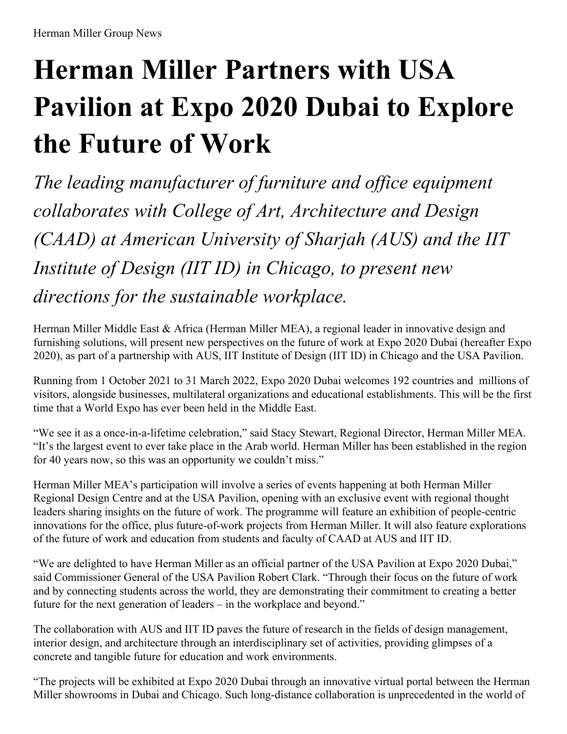Herman Miller Group News

# Herman Miller Partners with USA Pavilion at Expo 2020 Dubai to Explore the Future of Work

*The leading manufacturer of furniture and office equipment collaborates with College of Art, Architecture and Design (CAAD) at American University of Sharjah (AUS) and the IIT Institute of Design (IIT ID) in Chicago, to present new directions for the sustainable workplace.*

Herman Miller Middle East & Africa (Herman Miller MEA), a regional leader in innovative design and furnishing solutions, will present new perspectives on the future of work at Expo 2020 Dubai (hereafter Expo 2020), as part of a partnership with AUS, IIT Institute of Design (IIT ID) in Chicago and the USA Pavilion.

Running from 1 October 2021 to 31 March 2022, Expo 2020 Dubai welcomes 192 countries and millions of visitors, alongside businesses, multilateral organizations and educational establishments. This will be the first time that a World Expo has ever been held in the Middle East.

"We see it as a once-in-a-lifetime celebration," said Stacy Stewart, Regional Director, Herman Miller MEA. "It's the largest event to ever take place in the Arab world. Herman Miller has been established in the region for 40 years now, so this was an opportunity we couldn't miss."

Herman Miller MEA's participation will involve a series of events happening at both Herman Miller Regional Design Centre and at the USA Pavilion, opening with an exclusive event with regional thought leaders sharing insights on the future of work. The programme will feature an exhibition of people-centric innovations for the office, plus future-of-work projects from Herman Miller. It will also feature explorations of the future of work and education from students and faculty of CAAD at AUS and IIT ID.

"We are delighted to have Herman Miller as an official partner of the USA Pavilion at Expo 2020 Dubai," said Commissioner General of the USA Pavilion Robert Clark. "Through their focus on the future of work and by connecting students across the world, they are demonstrating their commitment to creating a better future for the next generation of leaders – in the workplace and beyond."

The collaboration with AUS and IIT ID paves the future of research in the fields of design management, interior design, and architecture through an interdisciplinary set of activities, providing glimpses of a concrete and tangible future for education and work environments.

"The projects will be exhibited at Expo 2020 Dubai through an innovative virtual portal between the Herman Miller showrooms in Dubai and Chicago. Such long-distance collaboration is unprecedented in the world of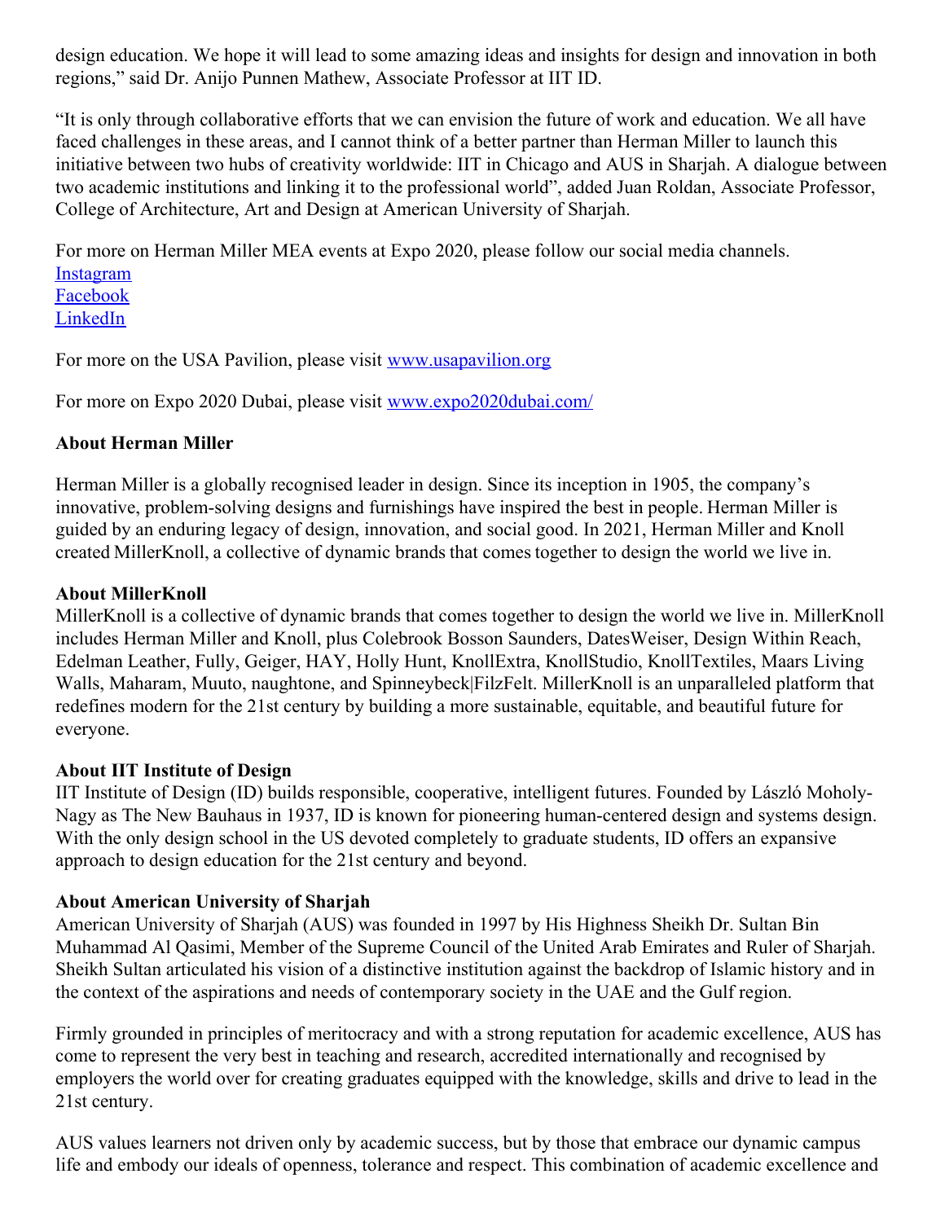design education. We hope it will lead to some amazing ideas and insights for design and innovation in both regions," said Dr. Anijo Punnen Mathew, Associate Professor at IIT ID.

"It is only through collaborative efforts that we can envision the future of work and education. We all have faced challenges in these areas, and I cannot think of a better partner than Herman Miller to launch this initiative between two hubs of creativity worldwide: IIT in Chicago and AUS in Sharjah. A dialogue between two academic institutions and linking it to the professional world", added Juan Roldan, Associate Professor, College of Architecture, Art and Design at American University of Sharjah.

For more on Herman Miller MEA events at Expo 2020, please follow our social media channels.
Instagram
Facebook
LinkedIn

For more on the USA Pavilion, please visit www.usapavilion.org

For more on Expo 2020 Dubai, please visit www.expo2020dubai.com/

**About Herman Miller**

Herman Miller is a globally recognised leader in design. Since its inception in 1905, the company's innovative, problem-solving designs and furnishings have inspired the best in people. Herman Miller is guided by an enduring legacy of design, innovation, and social good. In 2021, Herman Miller and Knoll created MillerKnoll, a collective of dynamic brands that comes together to design the world we live in.

**About MillerKnoll**

MillerKnoll is a collective of dynamic brands that comes together to design the world we live in. MillerKnoll includes Herman Miller and Knoll, plus Colebrook Bosson Saunders, DatesWeiser, Design Within Reach, Edelman Leather, Fully, Geiger, HAY, Holly Hunt, KnollExtra, KnollStudio, KnollTextiles, Maars Living Walls, Maharam, Muuto, naughtone, and Spinneybeck|FilzFelt. MillerKnoll is an unparalleled platform that redefines modern for the 21st century by building a more sustainable, equitable, and beautiful future for everyone.

**About IIT Institute of Design**

IIT Institute of Design (ID) builds responsible, cooperative, intelligent futures. Founded by László Moholy-Nagy as The New Bauhaus in 1937, ID is known for pioneering human-centered design and systems design. With the only design school in the US devoted completely to graduate students, ID offers an expansive approach to design education for the 21st century and beyond.

**About American University of Sharjah**

American University of Sharjah (AUS) was founded in 1997 by His Highness Sheikh Dr. Sultan Bin Muhammad Al Qasimi, Member of the Supreme Council of the United Arab Emirates and Ruler of Sharjah. Sheikh Sultan articulated his vision of a distinctive institution against the backdrop of Islamic history and in the context of the aspirations and needs of contemporary society in the UAE and the Gulf region.

Firmly grounded in principles of meritocracy and with a strong reputation for academic excellence, AUS has come to represent the very best in teaching and research, accredited internationally and recognised by employers the world over for creating graduates equipped with the knowledge, skills and drive to lead in the 21st century.

AUS values learners not driven only by academic success, but by those that embrace our dynamic campus life and embody our ideals of openness, tolerance and respect. This combination of academic excellence and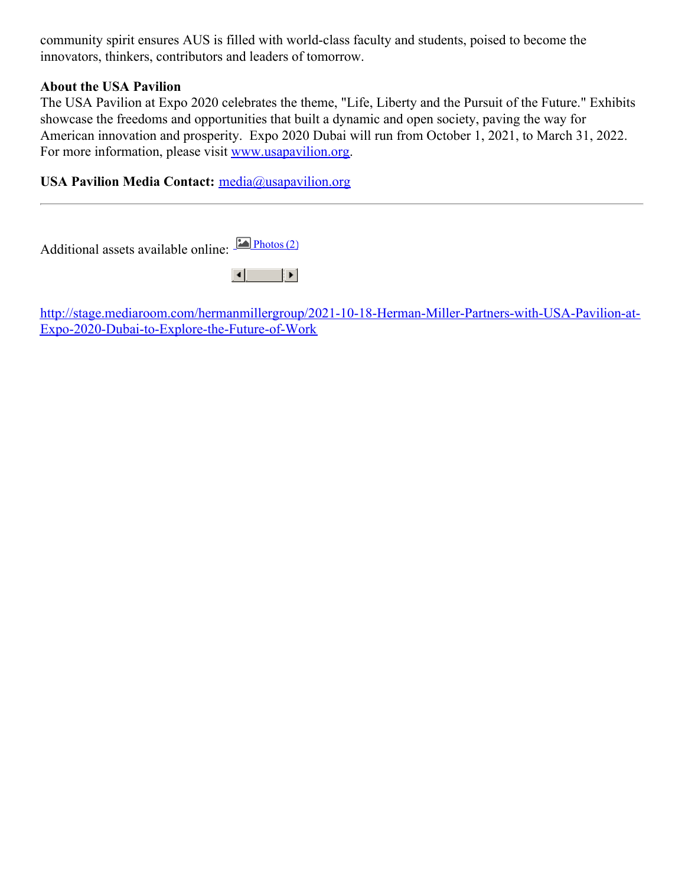community spirit ensures AUS is filled with world-class faculty and students, poised to become the innovators, thinkers, contributors and leaders of tomorrow.

**About the USA Pavilion**
The USA Pavilion at Expo 2020 celebrates the theme, "Life, Liberty and the Pursuit of the Future." Exhibits showcase the freedoms and opportunities that built a dynamic and open society, paving the way for American innovation and prosperity. Expo 2020 Dubai will run from October 1, 2021, to March 31, 2022. For more information, please visit www.usapavilion.org.

**USA Pavilion Media Contact:** media@usapavilion.org

---

Additional assets available online: Photos (2)

http://stage.mediaroom.com/hermanmillergroup/2021-10-18-Herman-Miller-Partners-with-USA-Pavilion-at-Expo-2020-Dubai-to-Explore-the-Future-of-Work